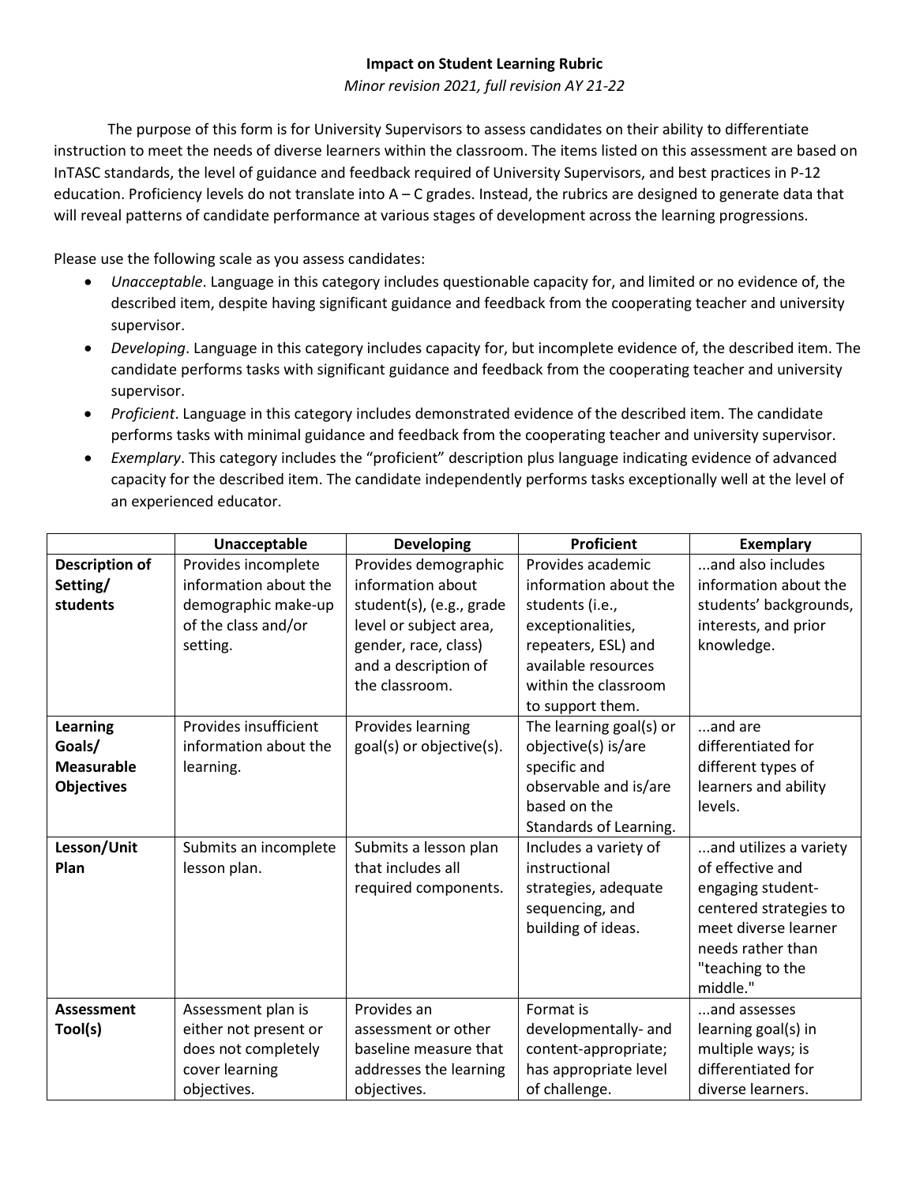# Impact on Student Learning Rubric

*Minor revision 2021, full revision AY 21-22*

The purpose of this form is for University Supervisors to assess candidates on their ability to differentiate instruction to meet the needs of diverse learners within the classroom. The items listed on this assessment are based on InTASC standards, the level of guidance and feedback required of University Supervisors, and best practices in P-12 education. Proficiency levels do not translate into A – C grades. Instead, the rubrics are designed to generate data that will reveal patterns of candidate performance at various stages of development across the learning progressions.

Please use the following scale as you assess candidates:

- *Unacceptable*. Language in this category includes questionable capacity for, and limited or no evidence of, the described item, despite having significant guidance and feedback from the cooperating teacher and university supervisor.
- *Developing*. Language in this category includes capacity for, but incomplete evidence of, the described item. The candidate performs tasks with significant guidance and feedback from the cooperating teacher and university supervisor.
- *Proficient*. Language in this category includes demonstrated evidence of the described item. The candidate performs tasks with minimal guidance and feedback from the cooperating teacher and university supervisor.
- *Exemplary*. This category includes the "proficient" description plus language indicating evidence of advanced capacity for the described item. The candidate independently performs tasks exceptionally well at the level of an experienced educator.

| | Unacceptable | Developing | Proficient | Exemplary |
|---|---|---|---|---|
| **Description of Setting/ students** | Provides incomplete information about the demographic make-up of the class and/or setting. | Provides demographic information about student(s), (e.g., grade level or subject area, gender, race, class) and a description of the classroom. | Provides academic information about the students (i.e., exceptionalities, repeaters, ESL) and available resources within the classroom to support them. | ...and also includes information about the students' backgrounds, interests, and prior knowledge. |
| **Learning Goals/ Measurable Objectives** | Provides insufficient information about the learning. | Provides learning goal(s) or objective(s). | The learning goal(s) or objective(s) is/are specific and observable and is/are based on the Standards of Learning. | ...and are differentiated for different types of learners and ability levels. |
| **Lesson/Unit Plan** | Submits an incomplete lesson plan. | Submits a lesson plan that includes all required components. | Includes a variety of instructional strategies, adequate sequencing, and building of ideas. | ...and utilizes a variety of effective and engaging student-centered strategies to meet diverse learner needs rather than "teaching to the middle." |
| **Assessment Tool(s)** | Assessment plan is either not present or does not completely cover learning objectives. | Provides an assessment or other baseline measure that addresses the learning objectives. | Format is developmentally- and content-appropriate; has appropriate level of challenge. | ...and assesses learning goal(s) in multiple ways; is differentiated for diverse learners. |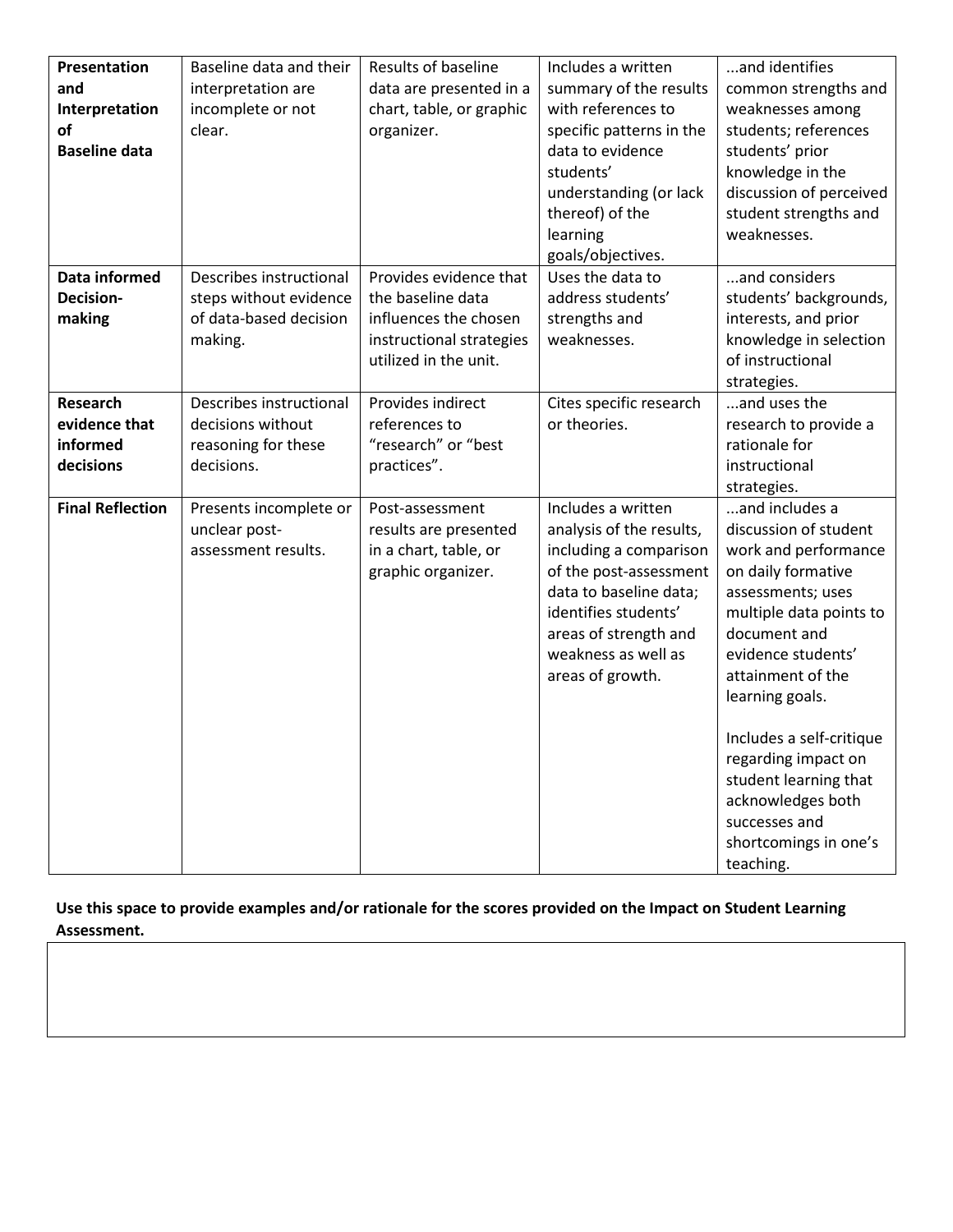| | | | | |
|---|---|---|---|---|
| **Presentation and Interpretation of Baseline data** | Baseline data and their interpretation are incomplete or not clear. | Results of baseline data are presented in a chart, table, or graphic organizer. | Includes a written summary of the results with references to specific patterns in the data to evidence students' understanding (or lack thereof) of the learning goals/objectives. | ...and identifies common strengths and weaknesses among students; references students' prior knowledge in the discussion of perceived student strengths and weaknesses. |
| **Data informed Decision-making** | Describes instructional steps without evidence of data-based decision making. | Provides evidence that the baseline data influences the chosen instructional strategies utilized in the unit. | Uses the data to address students' strengths and weaknesses. | ...and considers students' backgrounds, interests, and prior knowledge in selection of instructional strategies. |
| **Research evidence that informed decisions** | Describes instructional decisions without reasoning for these decisions. | Provides indirect references to "research" or "best practices". | Cites specific research or theories. | ...and uses the research to provide a rationale for instructional strategies. |
| **Final Reflection** | Presents incomplete or unclear post-assessment results. | Post-assessment results are presented in a chart, table, or graphic organizer. | Includes a written analysis of the results, including a comparison of the post-assessment data to baseline data; identifies students' areas of strength and weakness as well as areas of growth. | ...and includes a discussion of student work and performance on daily formative assessments; uses multiple data points to document and evidence students' attainment of the learning goals.<br><br>Includes a self-critique regarding impact on student learning that acknowledges both successes and shortcomings in one's teaching. |

**Use this space to provide examples and/or rationale for the scores provided on the Impact on Student Learning Assessment.**